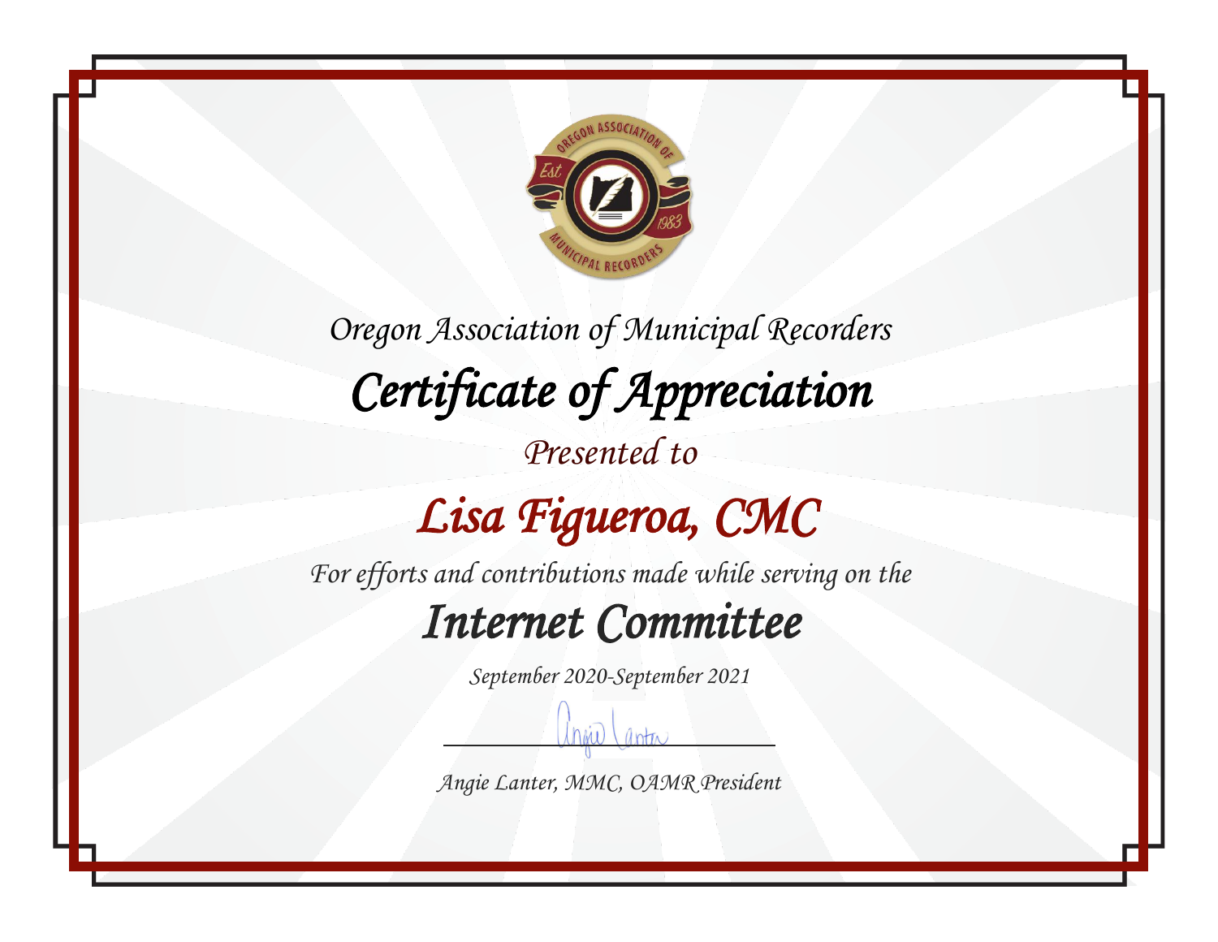Oregon Association of Municipal Recorders

# Certificate of Appreciation

*Presented to*

## Lisa Figueroa, CMC

*For efforts and contributions made while serving on the*

## Internet Committee

*September 2020-September 2021*

*Angie Lanter, MMC, OAMR President*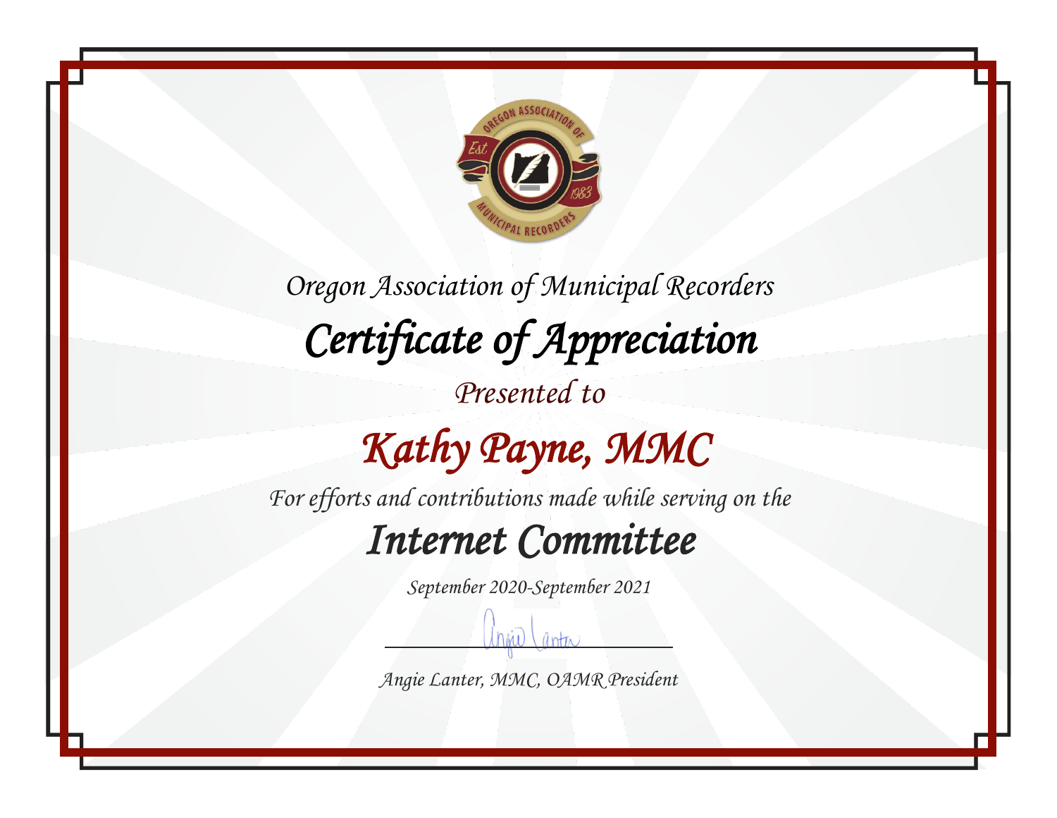Oregon Association of Municipal Recorders

# Certificate of Appreciation

Presented to

## Kathy Payne, MMC

For efforts and contributions made while serving on the

## Internet Committee

September 2020-September 2021

Angie Lanter, MMC, OAMR President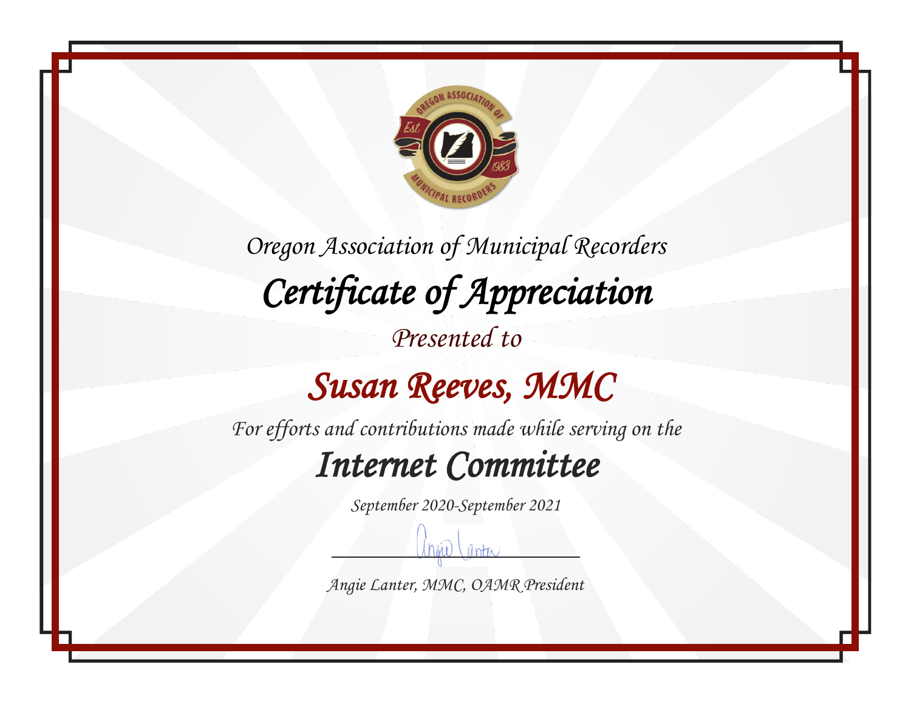Oregon Association of Municipal Recorders

# Certificate of Appreciation

Presented to

## Susan Reeves, MMC

For efforts and contributions made while serving on the

## Internet Committee

September 2020-September 2021

Angie Lanter, MMC, OAMR President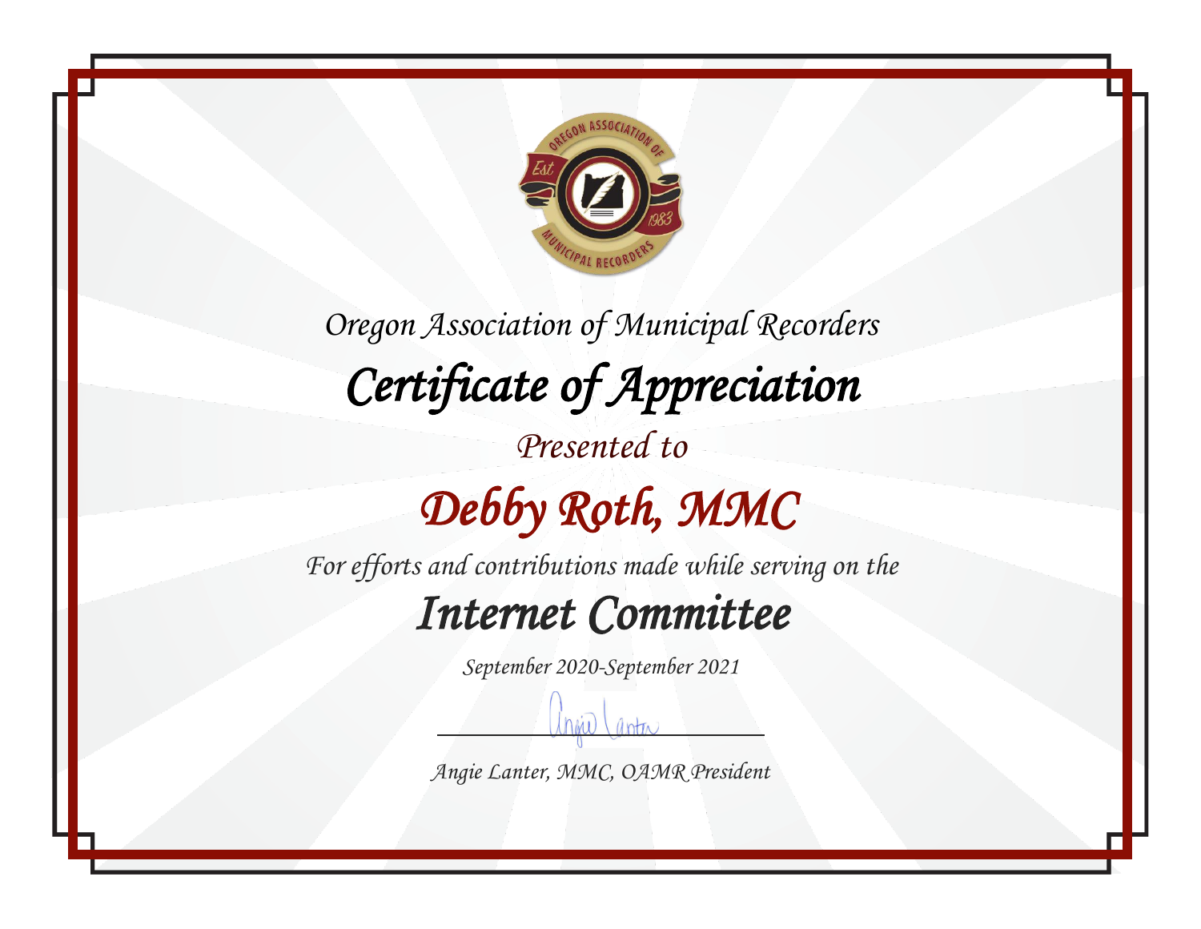Oregon Association of Municipal Recorders

# Certificate of Appreciation

Presented to

## Debby Roth, MMC

For efforts and contributions made while serving on the

## Internet Committee

September 2020-September 2021

Angie Lanter, MMC, OAMR President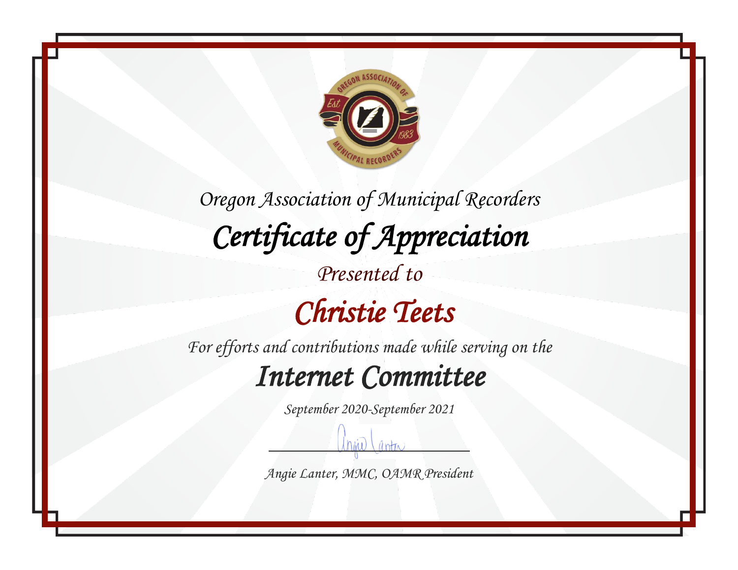Oregon Association of Municipal Recorders

# Certificate of Appreciation

Presented to

## Christie Teets

For efforts and contributions made while serving on the

## Internet Committee

September 2020-September 2021

Angie Lanter, MMC, OAMR President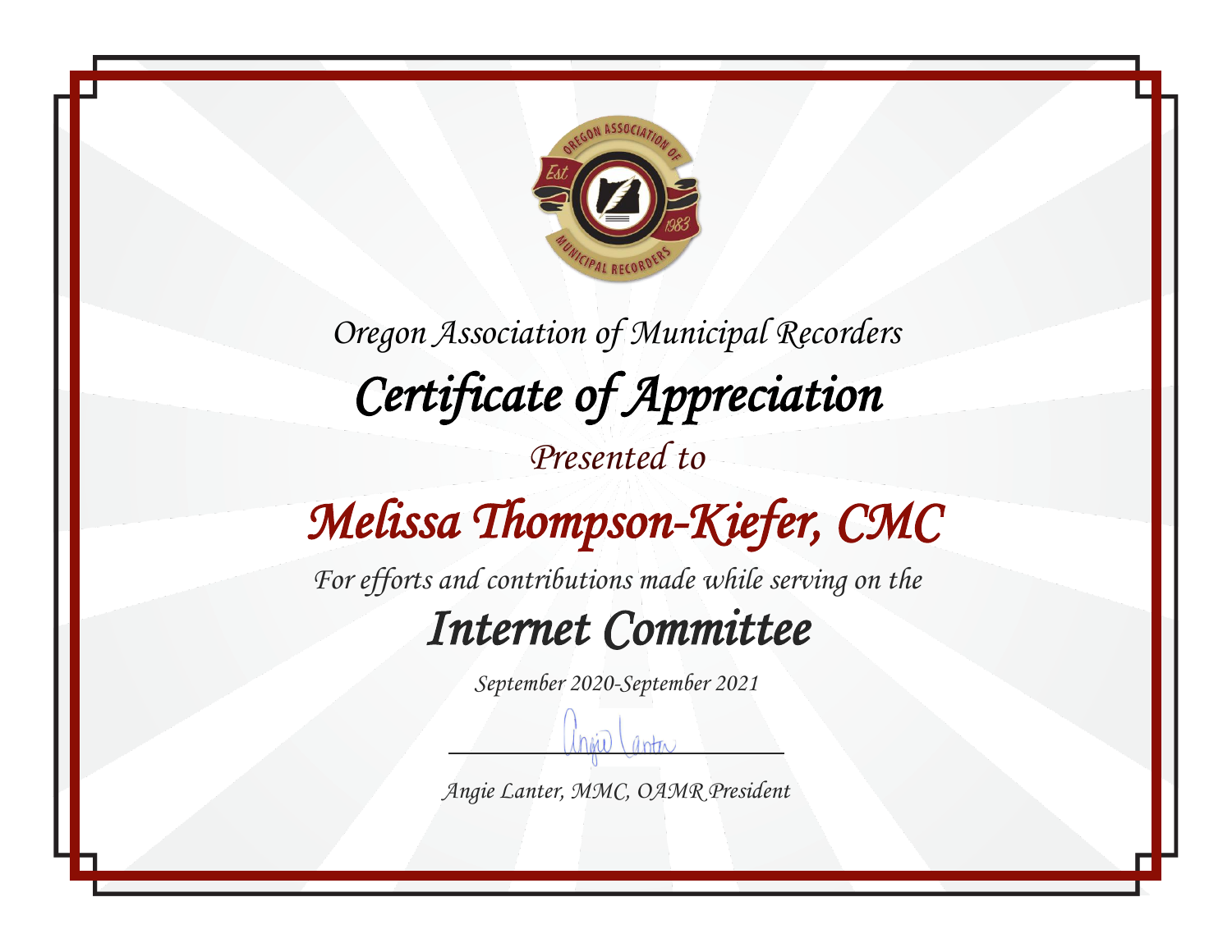Oregon Association of Municipal Recorders

# Certificate of Appreciation

Presented to

## Melissa Thompson-Kiefer, CMC

For efforts and contributions made while serving on the

## Internet Committee

September 2020-September 2021

Angie Lanter, MMC, OAMR President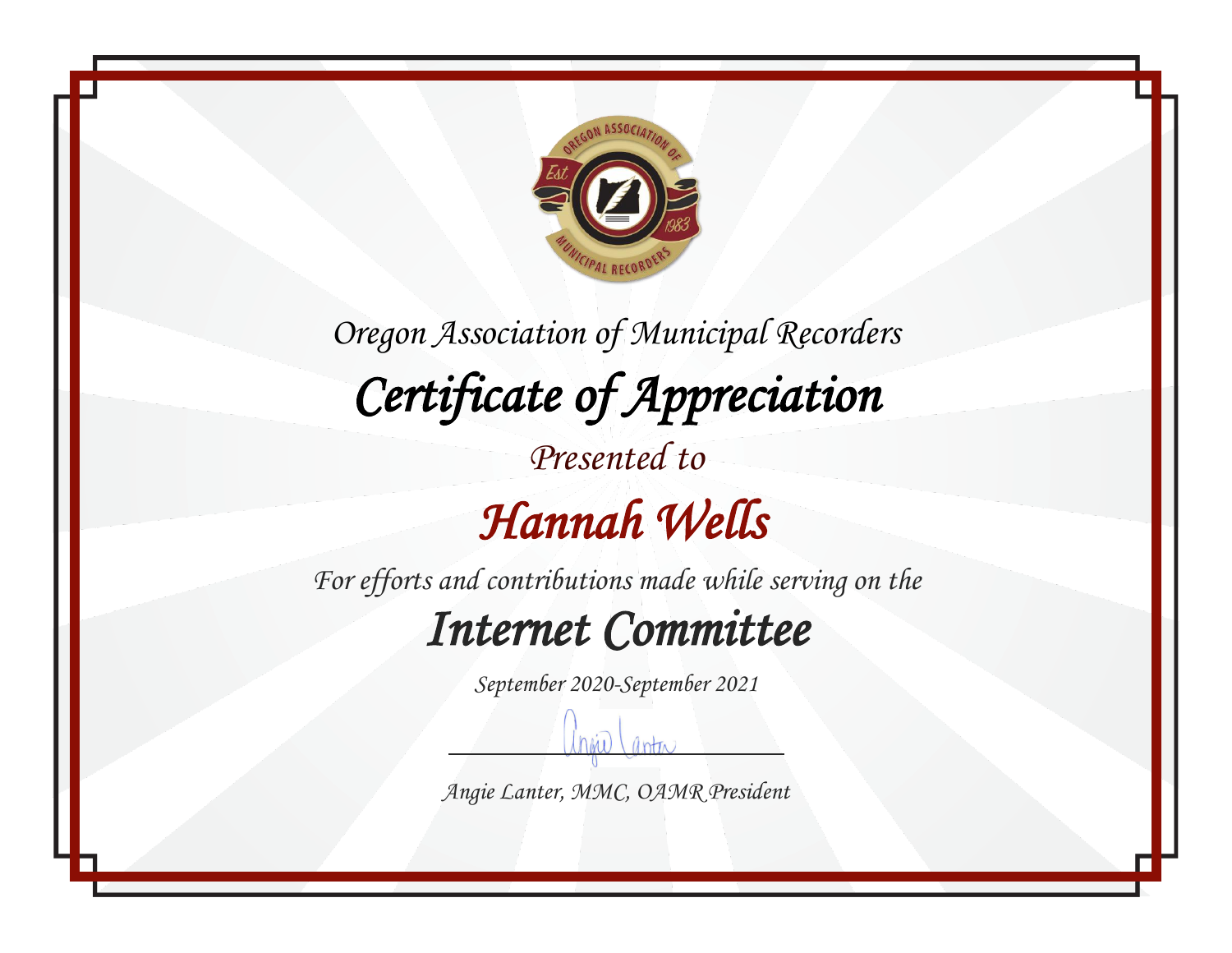*Oregon Association of Municipal Recorders*

# *Certificate of Appreciation*

*Presented to*

## *Hannah Wells*

*For efforts and contributions made while serving on the*

## *Internet Committee*

*September 2020-September 2021*

*Angie Lanter, MMC, OAMR President*